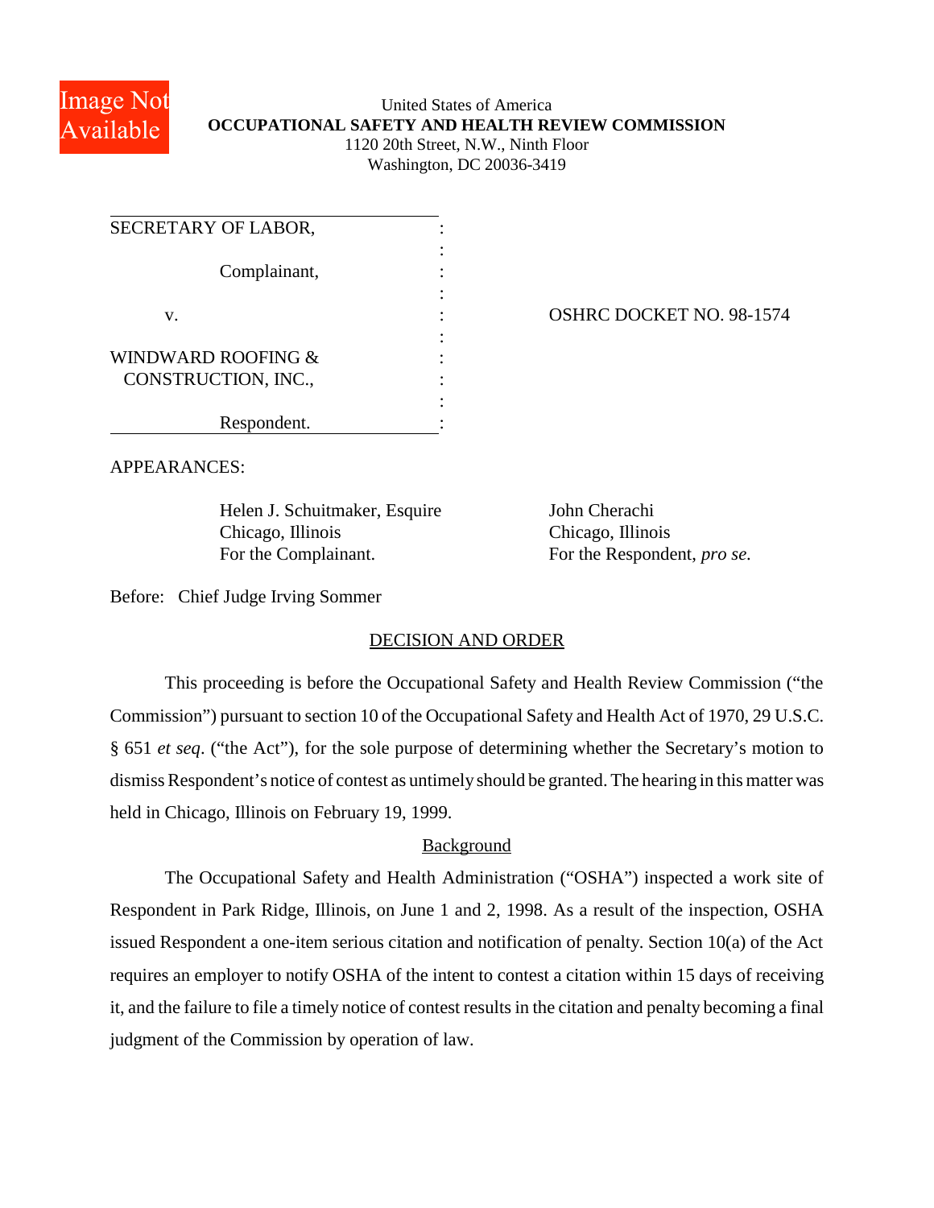United States of America
**OCCUPATIONAL SAFETY AND HEALTH REVIEW COMMISSION**
1120 20th Street, N.W., Ninth Floor
Washington, DC 20036-3419

| | |
|---|---|
| SECRETARY OF LABOR,<br><br>Complainant,<br><br>v.<br><br>WINDWARD ROOFING & CONSTRUCTION, INC.,<br><br>Respondent. | OSHRC DOCKET NO. 98-1574 |

APPEARANCES:

Helen J. Schuitmaker, Esquire
Chicago, Illinois
For the Complainant.

John Cherachi
Chicago, Illinois
For the Respondent, *pro se.*

Before: Chief Judge Irving Sommer

## DECISION AND ORDER

This proceeding is before the Occupational Safety and Health Review Commission ("the Commission") pursuant to section 10 of the Occupational Safety and Health Act of 1970, 29 U.S.C. § 651 *et seq*. ("the Act"), for the sole purpose of determining whether the Secretary's motion to dismiss Respondent's notice of contest as untimely should be granted. The hearing in this matter was held in Chicago, Illinois on February 19, 1999.

### Background

The Occupational Safety and Health Administration ("OSHA") inspected a work site of Respondent in Park Ridge, Illinois, on June 1 and 2, 1998. As a result of the inspection, OSHA issued Respondent a one-item serious citation and notification of penalty. Section 10(a) of the Act requires an employer to notify OSHA of the intent to contest a citation within 15 days of receiving it, and the failure to file a timely notice of contest results in the citation and penalty becoming a final judgment of the Commission by operation of law.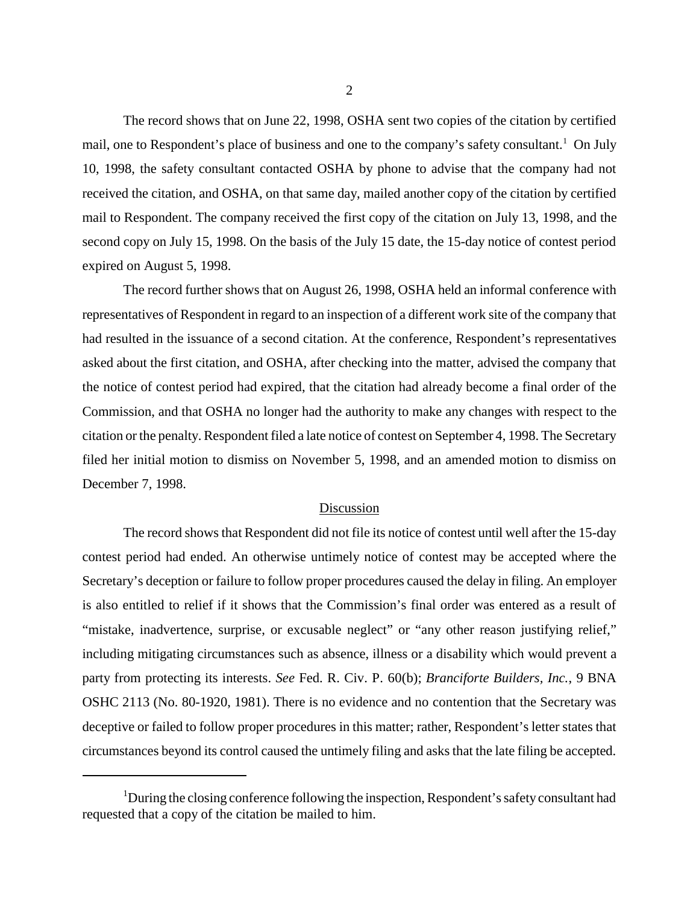The record shows that on June 22, 1998, OSHA sent two copies of the citation by certified mail, one to Respondent's place of business and one to the company's safety consultant.[1] On July 10, 1998, the safety consultant contacted OSHA by phone to advise that the company had not received the citation, and OSHA, on that same day, mailed another copy of the citation by certified mail to Respondent. The company received the first copy of the citation on July 13, 1998, and the second copy on July 15, 1998. On the basis of the July 15 date, the 15-day notice of contest period expired on August 5, 1998.

The record further shows that on August 26, 1998, OSHA held an informal conference with representatives of Respondent in regard to an inspection of a different work site of the company that had resulted in the issuance of a second citation. At the conference, Respondent's representatives asked about the first citation, and OSHA, after checking into the matter, advised the company that the notice of contest period had expired, that the citation had already become a final order of the Commission, and that OSHA no longer had the authority to make any changes with respect to the citation or the penalty. Respondent filed a late notice of contest on September 4, 1998. The Secretary filed her initial motion to dismiss on November 5, 1998, and an amended motion to dismiss on December 7, 1998.

## Discussion

The record shows that Respondent did not file its notice of contest until well after the 15-day contest period had ended. An otherwise untimely notice of contest may be accepted where the Secretary's deception or failure to follow proper procedures caused the delay in filing. An employer is also entitled to relief if it shows that the Commission's final order was entered as a result of "mistake, inadvertence, surprise, or excusable neglect" or "any other reason justifying relief," including mitigating circumstances such as absence, illness or a disability which would prevent a party from protecting its interests. *See* Fed. R. Civ. P. 60(b); *Branciforte Builders, Inc.*, 9 BNA OSHC 2113 (No. 80-1920, 1981). There is no evidence and no contention that the Secretary was deceptive or failed to follow proper procedures in this matter; rather, Respondent's letter states that circumstances beyond its control caused the untimely filing and asks that the late filing be accepted.

---

[1] During the closing conference following the inspection, Respondent's safety consultant had requested that a copy of the citation be mailed to him.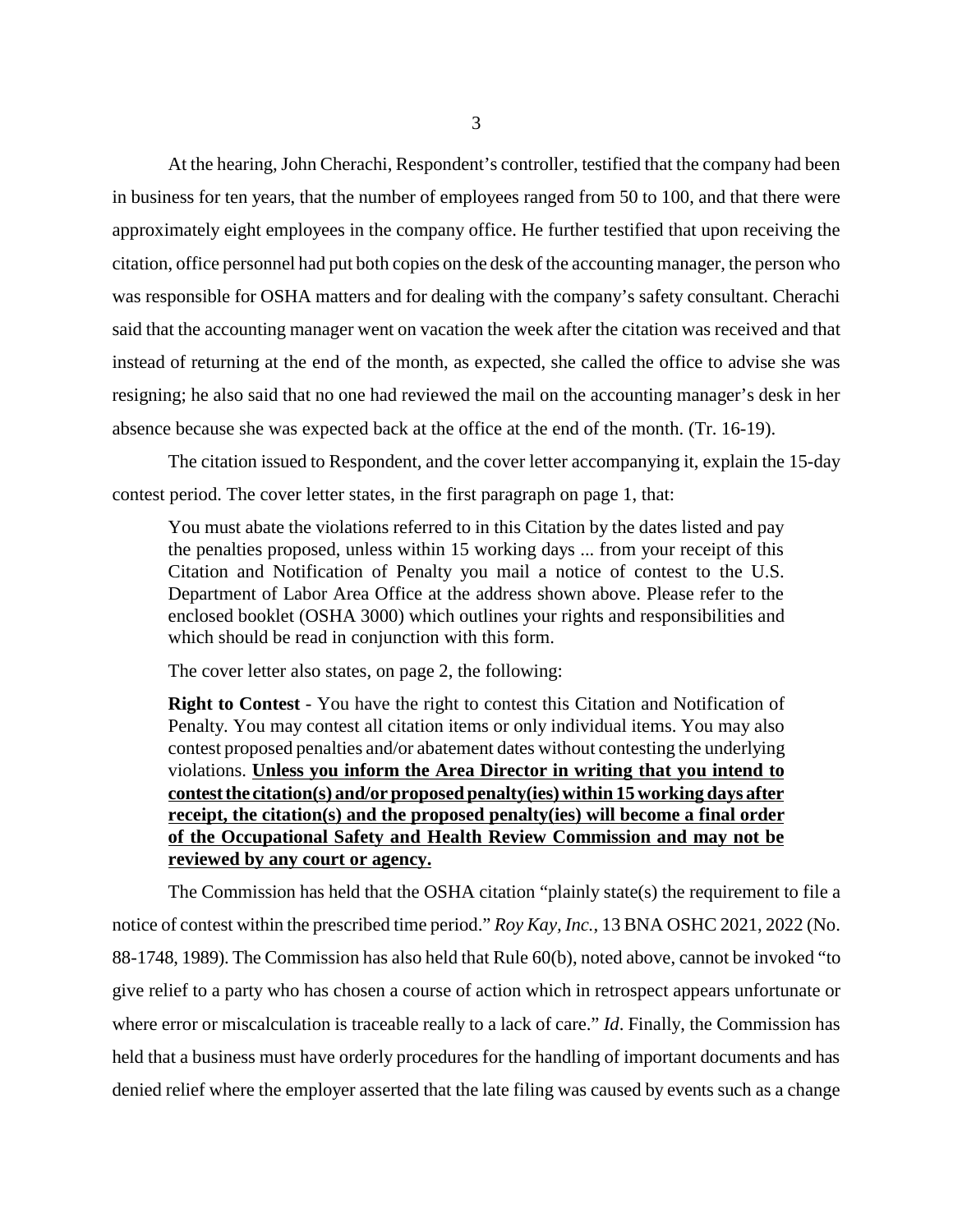At the hearing, John Cherachi, Respondent's controller, testified that the company had been in business for ten years, that the number of employees ranged from 50 to 100, and that there were approximately eight employees in the company office. He further testified that upon receiving the citation, office personnel had put both copies on the desk of the accounting manager, the person who was responsible for OSHA matters and for dealing with the company's safety consultant. Cherachi said that the accounting manager went on vacation the week after the citation was received and that instead of returning at the end of the month, as expected, she called the office to advise she was resigning; he also said that no one had reviewed the mail on the accounting manager's desk in her absence because she was expected back at the office at the end of the month. (Tr. 16-19).

The citation issued to Respondent, and the cover letter accompanying it, explain the 15-day contest period. The cover letter states, in the first paragraph on page 1, that:

> You must abate the violations referred to in this Citation by the dates listed and pay the penalties proposed, unless within 15 working days ... from your receipt of this Citation and Notification of Penalty you mail a notice of contest to the U.S. Department of Labor Area Office at the address shown above. Please refer to the enclosed booklet (OSHA 3000) which outlines your rights and responsibilities and which should be read in conjunction with this form.

The cover letter also states, on page 2, the following:

> **Right to Contest** - You have the right to contest this Citation and Notification of Penalty. You may contest all citation items or only individual items. You may also contest proposed penalties and/or abatement dates without contesting the underlying violations. **<u>Unless you inform the Area Director in writing that you intend to contest the citation(s) and/or proposed penalty(ies) within 15 working days after receipt, the citation(s) and the proposed penalty(ies) will become a final order of the Occupational Safety and Health Review Commission and may not be reviewed by any court or agency.</u>**

The Commission has held that the OSHA citation "plainly state(s) the requirement to file a notice of contest within the prescribed time period." *Roy Kay, Inc.*, 13 BNA OSHC 2021, 2022 (No. 88-1748, 1989). The Commission has also held that Rule 60(b), noted above, cannot be invoked "to give relief to a party who has chosen a course of action which in retrospect appears unfortunate or where error or miscalculation is traceable really to a lack of care." *Id*. Finally, the Commission has held that a business must have orderly procedures for the handling of important documents and has denied relief where the employer asserted that the late filing was caused by events such as a change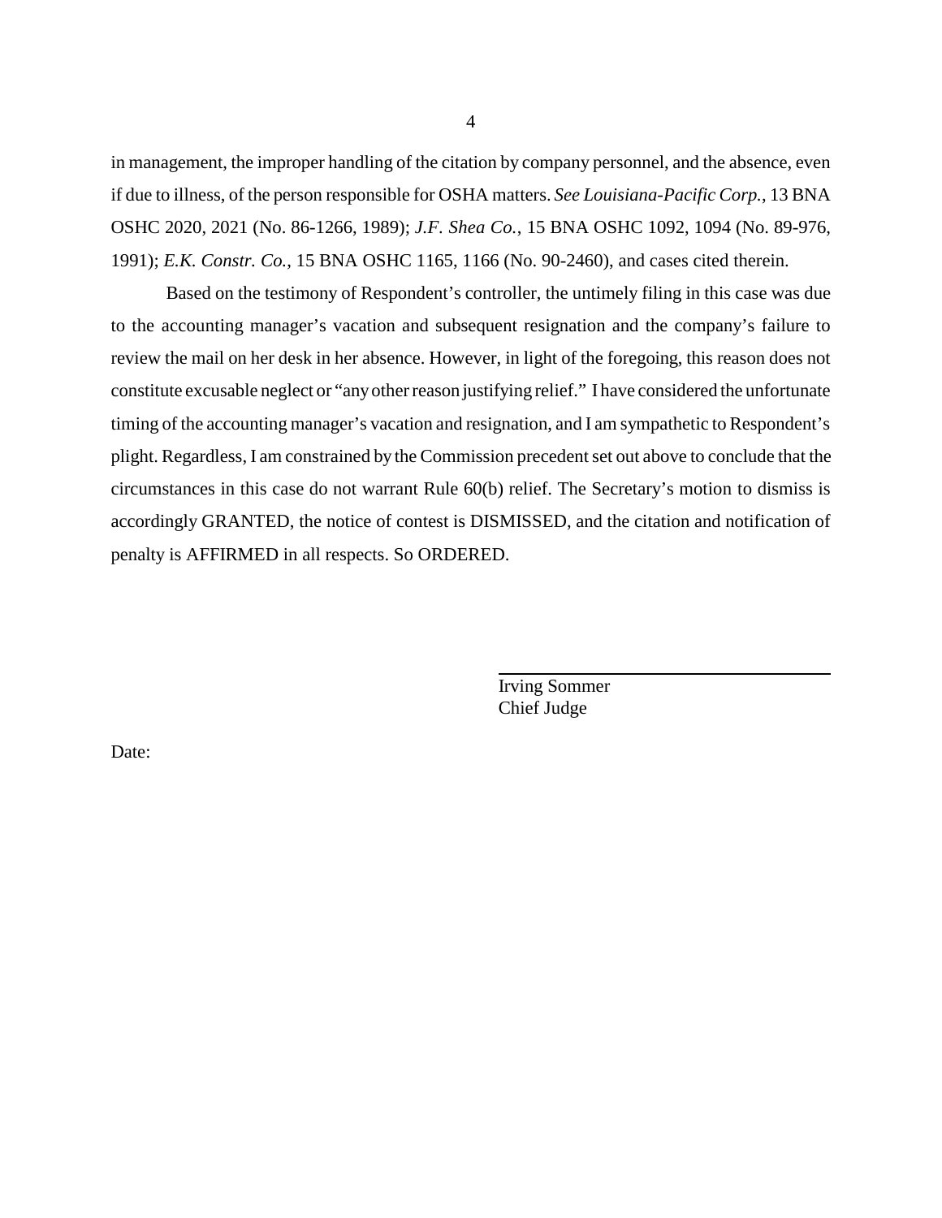in management, the improper handling of the citation by company personnel, and the absence, even if due to illness, of the person responsible for OSHA matters. *See Louisiana-Pacific Corp.*, 13 BNA OSHC 2020, 2021 (No. 86-1266, 1989); *J.F. Shea Co.*, 15 BNA OSHC 1092, 1094 (No. 89-976, 1991); *E.K. Constr. Co.*, 15 BNA OSHC 1165, 1166 (No. 90-2460), and cases cited therein.

Based on the testimony of Respondent's controller, the untimely filing in this case was due to the accounting manager's vacation and subsequent resignation and the company's failure to review the mail on her desk in her absence. However, in light of the foregoing, this reason does not constitute excusable neglect or "any other reason justifying relief." I have considered the unfortunate timing of the accounting manager's vacation and resignation, and I am sympathetic to Respondent's plight. Regardless, I am constrained by the Commission precedent set out above to conclude that the circumstances in this case do not warrant Rule 60(b) relief. The Secretary's motion to dismiss is accordingly GRANTED, the notice of contest is DISMISSED, and the citation and notification of penalty is AFFIRMED in all respects. So ORDERED.

Irving Sommer
Chief Judge

Date: